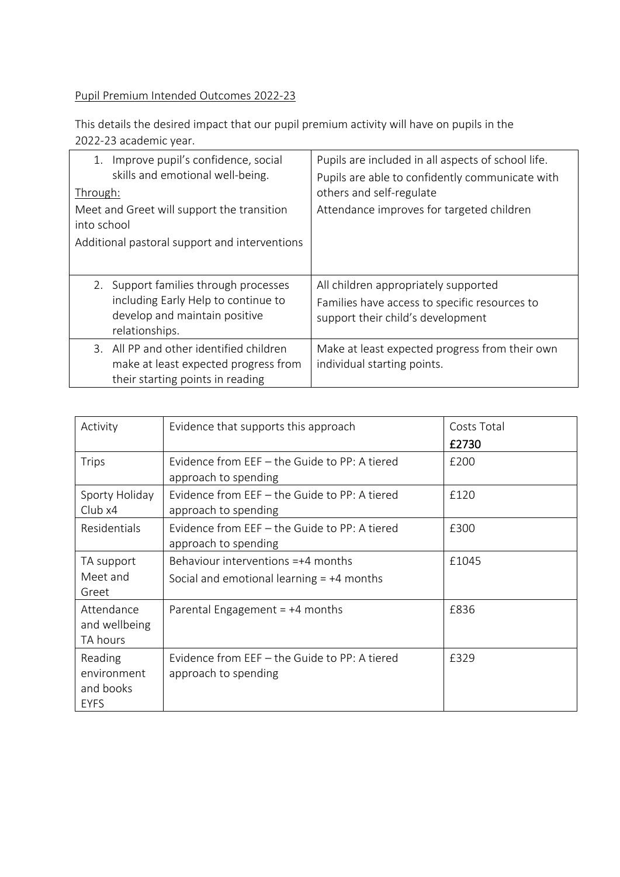Pupil Premium Intended Outcomes 2022-23

This details the desired impact that our pupil premium activity will have on pupils in the 2022-23 academic year.

| | |
|---|---|
| 1. Improve pupil's confidence, social skills and emotional well-being.<br>Through:<br>Meet and Greet will support the transition into school<br>Additional pastoral support and interventions | Pupils are included in all aspects of school life.<br>Pupils are able to confidently communicate with others and self-regulate<br>Attendance improves for targeted children |
| 2. Support families through processes including Early Help to continue to develop and maintain positive relationships. | All children appropriately supported<br>Families have access to specific resources to support their child's development |
| 3. All PP and other identified children make at least expected progress from their starting points in reading | Make at least expected progress from their own individual starting points. |

| Activity | Evidence that supports this approach | Costs Total **£2730** |
|---|---|---|
| Trips | Evidence from EEF – the Guide to PP: A tiered approach to spending | £200 |
| Sporty Holiday Club x4 | Evidence from EEF – the Guide to PP: A tiered approach to spending | £120 |
| Residentials | Evidence from EEF – the Guide to PP: A tiered approach to spending | £300 |
| TA support Meet and Greet | Behaviour interventions =+4 months<br>Social and emotional learning = +4 months | £1045 |
| Attendance and wellbeing TA hours | Parental Engagement = +4 months | £836 |
| Reading environment and books EYFS | Evidence from EEF – the Guide to PP: A tiered approach to spending | £329 |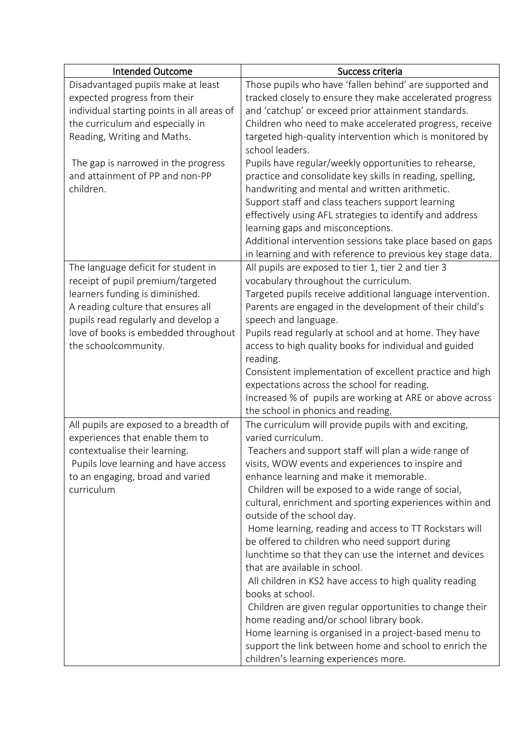| Intended Outcome | Success criteria |
| --- | --- |
| Disadvantaged pupils make at least expected progress from their individual starting points in all areas of the curriculum and especially in Reading, Writing and Maths.<br><br>The gap is narrowed in the progress and attainment of PP and non-PP children. | Those pupils who have 'fallen behind' are supported and tracked closely to ensure they make accelerated progress and 'catchup' or exceed prior attainment standards.<br>Children who need to make accelerated progress, receive targeted high-quality intervention which is monitored by school leaders.<br>Pupils have regular/weekly opportunities to rehearse, practice and consolidate key skills in reading, spelling, handwriting and mental and written arithmetic.<br>Support staff and class teachers support learning effectively using AFL strategies to identify and address learning gaps and misconceptions.<br>Additional intervention sessions take place based on gaps in learning and with reference to previous key stage data. |
| The language deficit for student in receipt of pupil premium/targeted learners funding is diminished.<br>A reading culture that ensures all pupils read regularly and develop a love of books is embedded throughout the schoolcommunity. | All pupils are exposed to tier 1, tier 2 and tier 3 vocabulary throughout the curriculum.<br>Targeted pupils receive additional language intervention.<br>Parents are engaged in the development of their child's speech and language.<br>Pupils read regularly at school and at home. They have access to high quality books for individual and guided reading.<br>Consistent implementation of excellent practice and high expectations across the school for reading.<br>Increased % of pupils are working at ARE or above across the school in phonics and reading. |
| All pupils are exposed to a breadth of experiences that enable them to contextualise their learning.<br>Pupils love learning and have access to an engaging, broad and varied curriculum | The curriculum will provide pupils with and exciting, varied curriculum.<br>Teachers and support staff will plan a wide range of visits, WOW events and experiences to inspire and enhance learning and make it memorable.<br>Children will be exposed to a wide range of social, cultural, enrichment and sporting experiences within and outside of the school day.<br>Home learning, reading and access to TT Rockstars will be offered to children who need support during lunchtime so that they can use the internet and devices that are available in school.<br>All children in KS2 have access to high quality reading books at school.<br>Children are given regular opportunities to change their home reading and/or school library book.<br>Home learning is organised in a project-based menu to support the link between home and school to enrich the children's learning experiences more. |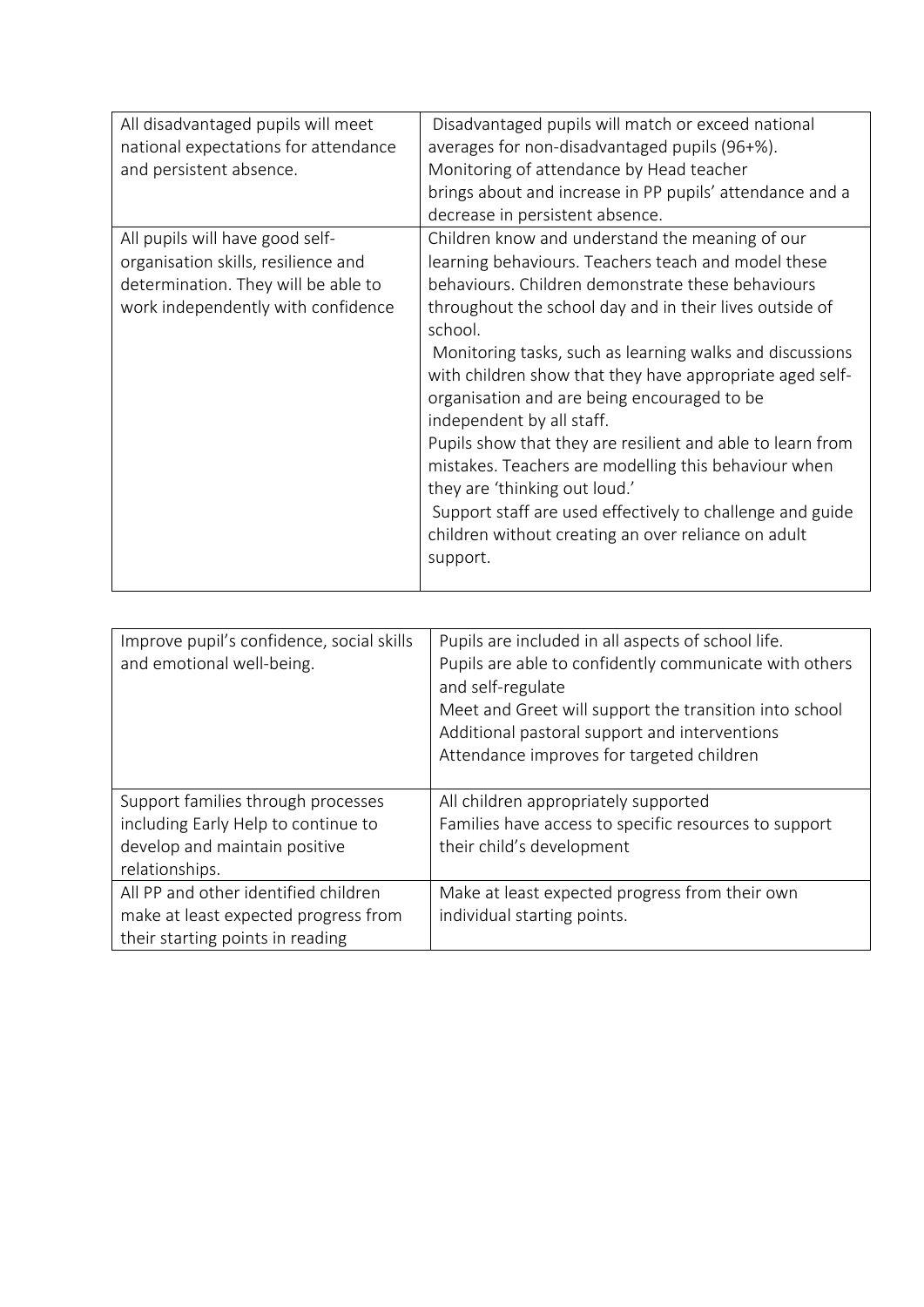| | |
|---|---|
| All disadvantaged pupils will meet national expectations for attendance and persistent absence. | Disadvantaged pupils will match or exceed national averages for non-disadvantaged pupils (96+%).<br>Monitoring of attendance by Head teacher brings about and increase in PP pupils' attendance and a decrease in persistent absence. |
| All pupils will have good self-organisation skills, resilience and determination. They will be able to work independently with confidence | Children know and understand the meaning of our learning behaviours. Teachers teach and model these behaviours. Children demonstrate these behaviours throughout the school day and in their lives outside of school.<br>Monitoring tasks, such as learning walks and discussions with children show that they have appropriate aged self-organisation and are being encouraged to be independent by all staff.<br>Pupils show that they are resilient and able to learn from mistakes. Teachers are modelling this behaviour when they are 'thinking out loud.'<br>Support staff are used effectively to challenge and guide children without creating an over reliance on adult support. |

| | |
|---|---|
| Improve pupil's confidence, social skills and emotional well-being. | Pupils are included in all aspects of school life.<br>Pupils are able to confidently communicate with others and self-regulate<br>Meet and Greet will support the transition into school<br>Additional pastoral support and interventions<br>Attendance improves for targeted children |
| Support families through processes including Early Help to continue to develop and maintain positive relationships. | All children appropriately supported<br>Families have access to specific resources to support their child's development |
| All PP and other identified children make at least expected progress from their starting points in reading | Make at least expected progress from their own individual starting points. |